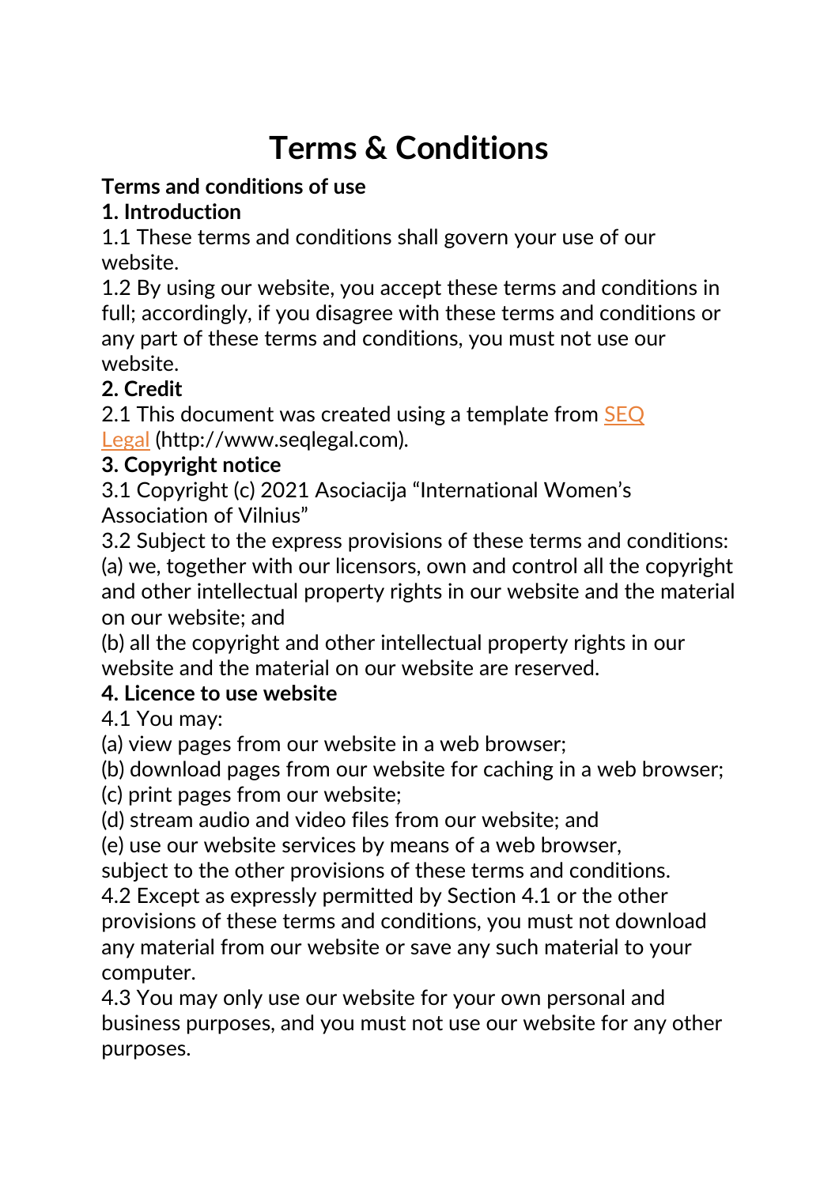# Terms & Conditions

**Terms and conditions of use**

**1. Introduction**

1.1 These terms and conditions shall govern your use of our website.

1.2 By using our website, you accept these terms and conditions in full; accordingly, if you disagree with these terms and conditions or any part of these terms and conditions, you must not use our website.

**2. Credit**

2.1 This document was created using a template from [SEQ Legal](http://www.seqlegal.com) (http://www.seqlegal.com).

**3. Copyright notice**

3.1 Copyright (c) 2021 Asociacija "International Women's Association of Vilnius"

3.2 Subject to the express provisions of these terms and conditions:

(a) we, together with our licensors, own and control all the copyright and other intellectual property rights in our website and the material on our website; and

(b) all the copyright and other intellectual property rights in our website and the material on our website are reserved.

**4. Licence to use website**

4.1 You may:

(a) view pages from our website in a web browser;

(b) download pages from our website for caching in a web browser;

(c) print pages from our website;

(d) stream audio and video files from our website; and

(e) use our website services by means of a web browser,

subject to the other provisions of these terms and conditions.

4.2 Except as expressly permitted by Section 4.1 or the other provisions of these terms and conditions, you must not download any material from our website or save any such material to your computer.

4.3 You may only use our website for your own personal and business purposes, and you must not use our website for any other purposes.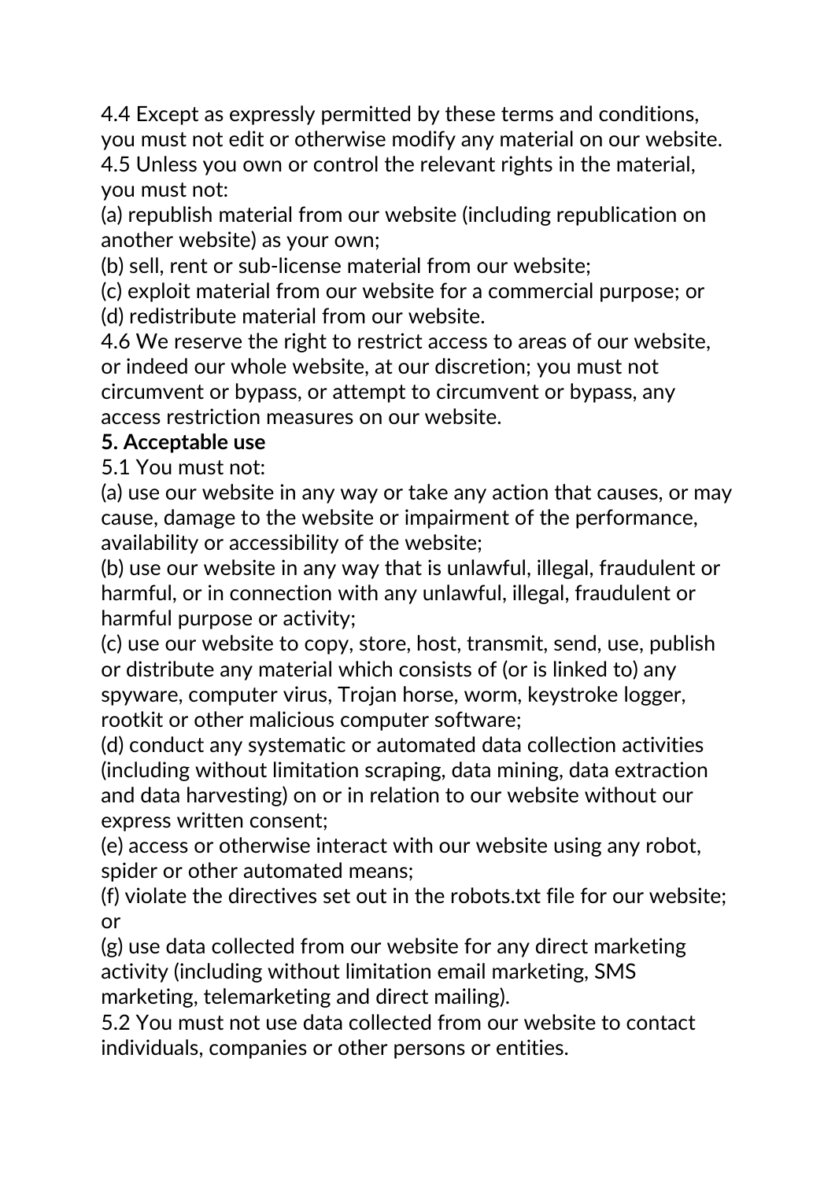4.4 Except as expressly permitted by these terms and conditions, you must not edit or otherwise modify any material on our website.

4.5 Unless you own or control the relevant rights in the material, you must not:

(a) republish material from our website (including republication on another website) as your own;

(b) sell, rent or sub-license material from our website;

(c) exploit material from our website for a commercial purpose; or

(d) redistribute material from our website.

4.6 We reserve the right to restrict access to areas of our website, or indeed our whole website, at our discretion; you must not circumvent or bypass, or attempt to circumvent or bypass, any access restriction measures on our website.

**5. Acceptable use**

5.1 You must not:

(a) use our website in any way or take any action that causes, or may cause, damage to the website or impairment of the performance, availability or accessibility of the website;

(b) use our website in any way that is unlawful, illegal, fraudulent or harmful, or in connection with any unlawful, illegal, fraudulent or harmful purpose or activity;

(c) use our website to copy, store, host, transmit, send, use, publish or distribute any material which consists of (or is linked to) any spyware, computer virus, Trojan horse, worm, keystroke logger, rootkit or other malicious computer software;

(d) conduct any systematic or automated data collection activities (including without limitation scraping, data mining, data extraction and data harvesting) on or in relation to our website without our express written consent;

(e) access or otherwise interact with our website using any robot, spider or other automated means;

(f) violate the directives set out in the robots.txt file for our website; or

(g) use data collected from our website for any direct marketing activity (including without limitation email marketing, SMS marketing, telemarketing and direct mailing).

5.2 You must not use data collected from our website to contact individuals, companies or other persons or entities.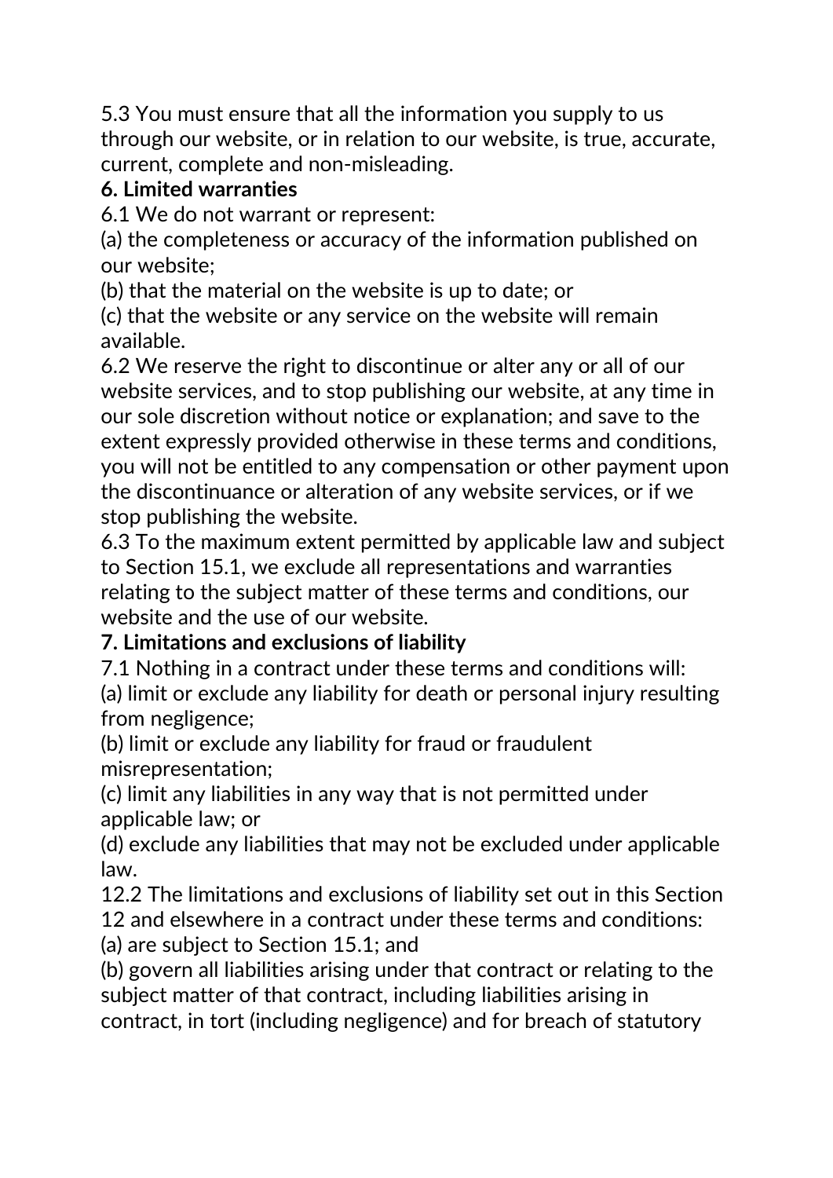5.3 You must ensure that all the information you supply to us through our website, or in relation to our website, is true, accurate, current, complete and non-misleading.

**6. Limited warranties**

6.1 We do not warrant or represent:

(a) the completeness or accuracy of the information published on our website;

(b) that the material on the website is up to date; or

(c) that the website or any service on the website will remain available.

6.2 We reserve the right to discontinue or alter any or all of our website services, and to stop publishing our website, at any time in our sole discretion without notice or explanation; and save to the extent expressly provided otherwise in these terms and conditions, you will not be entitled to any compensation or other payment upon the discontinuance or alteration of any website services, or if we stop publishing the website.

6.3 To the maximum extent permitted by applicable law and subject to Section 15.1, we exclude all representations and warranties relating to the subject matter of these terms and conditions, our website and the use of our website.

**7. Limitations and exclusions of liability**

7.1 Nothing in a contract under these terms and conditions will:

(a) limit or exclude any liability for death or personal injury resulting from negligence;

(b) limit or exclude any liability for fraud or fraudulent misrepresentation;

(c) limit any liabilities in any way that is not permitted under applicable law; or

(d) exclude any liabilities that may not be excluded under applicable law.

12.2 The limitations and exclusions of liability set out in this Section 12 and elsewhere in a contract under these terms and conditions:

(a) are subject to Section 15.1; and

(b) govern all liabilities arising under that contract or relating to the subject matter of that contract, including liabilities arising in contract, in tort (including negligence) and for breach of statutory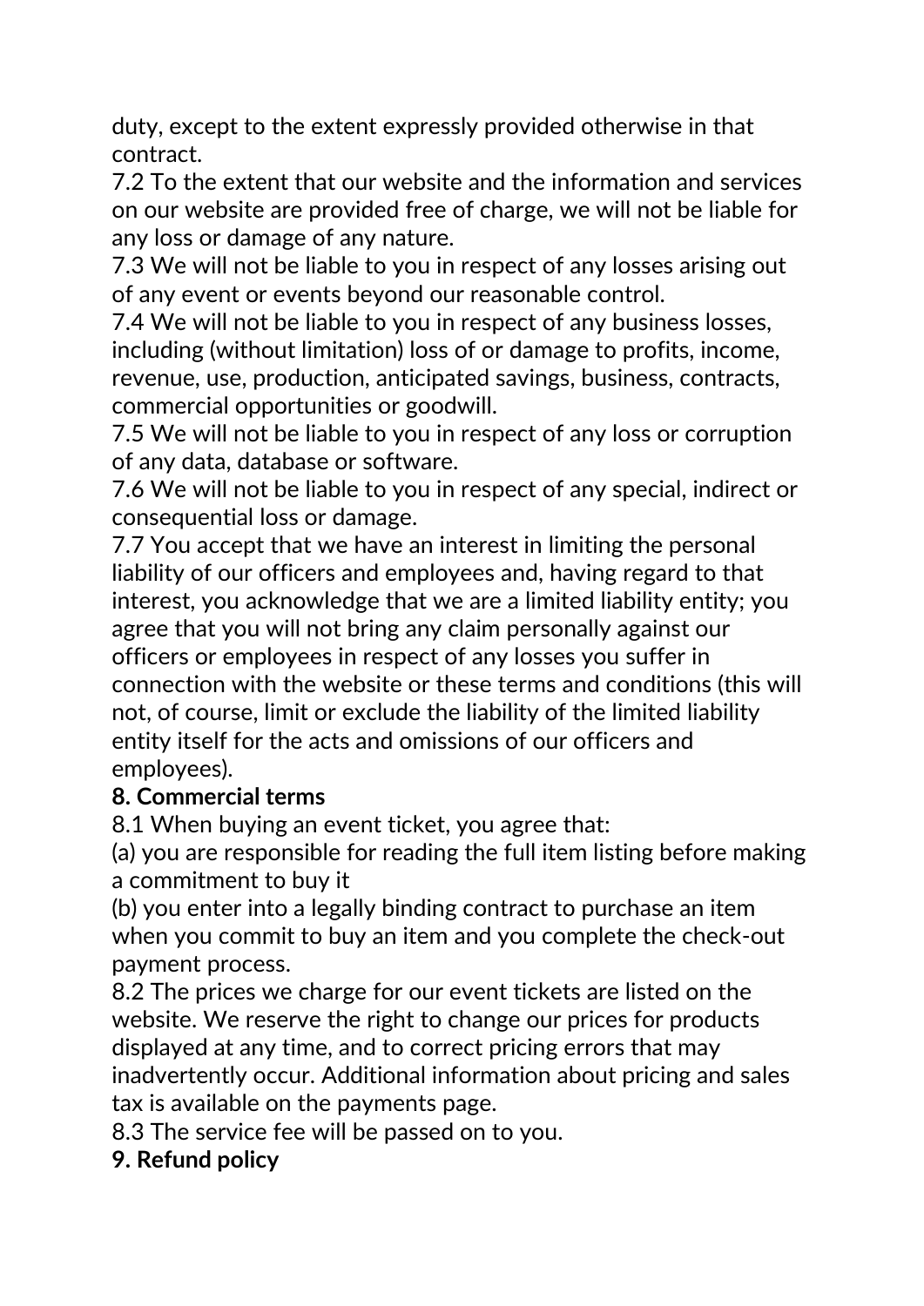duty, except to the extent expressly provided otherwise in that contract.

7.2 To the extent that our website and the information and services on our website are provided free of charge, we will not be liable for any loss or damage of any nature.

7.3 We will not be liable to you in respect of any losses arising out of any event or events beyond our reasonable control.

7.4 We will not be liable to you in respect of any business losses, including (without limitation) loss of or damage to profits, income, revenue, use, production, anticipated savings, business, contracts, commercial opportunities or goodwill.

7.5 We will not be liable to you in respect of any loss or corruption of any data, database or software.

7.6 We will not be liable to you in respect of any special, indirect or consequential loss or damage.

7.7 You accept that we have an interest in limiting the personal liability of our officers and employees and, having regard to that interest, you acknowledge that we are a limited liability entity; you agree that you will not bring any claim personally against our officers or employees in respect of any losses you suffer in connection with the website or these terms and conditions (this will not, of course, limit or exclude the liability of the limited liability entity itself for the acts and omissions of our officers and employees).

**8. Commercial terms**

8.1 When buying an event ticket, you agree that:

(a) you are responsible for reading the full item listing before making a commitment to buy it

(b) you enter into a legally binding contract to purchase an item when you commit to buy an item and you complete the check-out payment process.

8.2 The prices we charge for our event tickets are listed on the website. We reserve the right to change our prices for products displayed at any time, and to correct pricing errors that may inadvertently occur. Additional information about pricing and sales tax is available on the payments page.

8.3 The service fee will be passed on to you.

**9. Refund policy**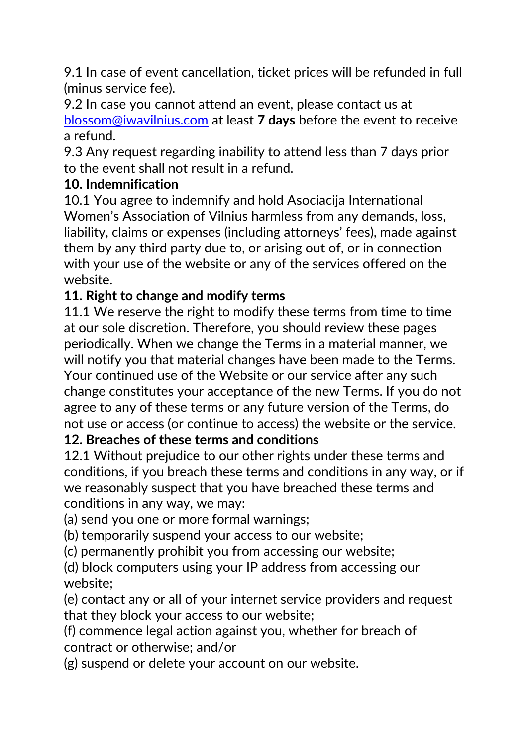9.1 In case of event cancellation, ticket prices will be refunded in full (minus service fee).

9.2 In case you cannot attend an event, please contact us at [blossom@iwavilnius.com](mailto:blossom@iwavilnius.com) at least **7 days** before the event to receive a refund.

9.3 Any request regarding inability to attend less than 7 days prior to the event shall not result in a refund.

**10. Indemnification**

10.1 You agree to indemnify and hold Asociacija International Women's Association of Vilnius harmless from any demands, loss, liability, claims or expenses (including attorneys' fees), made against them by any third party due to, or arising out of, or in connection with your use of the website or any of the services offered on the website.

**11. Right to change and modify terms**

11.1 We reserve the right to modify these terms from time to time at our sole discretion. Therefore, you should review these pages periodically. When we change the Terms in a material manner, we will notify you that material changes have been made to the Terms. Your continued use of the Website or our service after any such change constitutes your acceptance of the new Terms. If you do not agree to any of these terms or any future version of the Terms, do not use or access (or continue to access) the website or the service.

**12. Breaches of these terms and conditions**

12.1 Without prejudice to our other rights under these terms and conditions, if you breach these terms and conditions in any way, or if we reasonably suspect that you have breached these terms and conditions in any way, we may:

(a) send you one or more formal warnings;

(b) temporarily suspend your access to our website;

(c) permanently prohibit you from accessing our website;

(d) block computers using your IP address from accessing our website;

(e) contact any or all of your internet service providers and request that they block your access to our website;

(f) commence legal action against you, whether for breach of contract or otherwise; and/or

(g) suspend or delete your account on our website.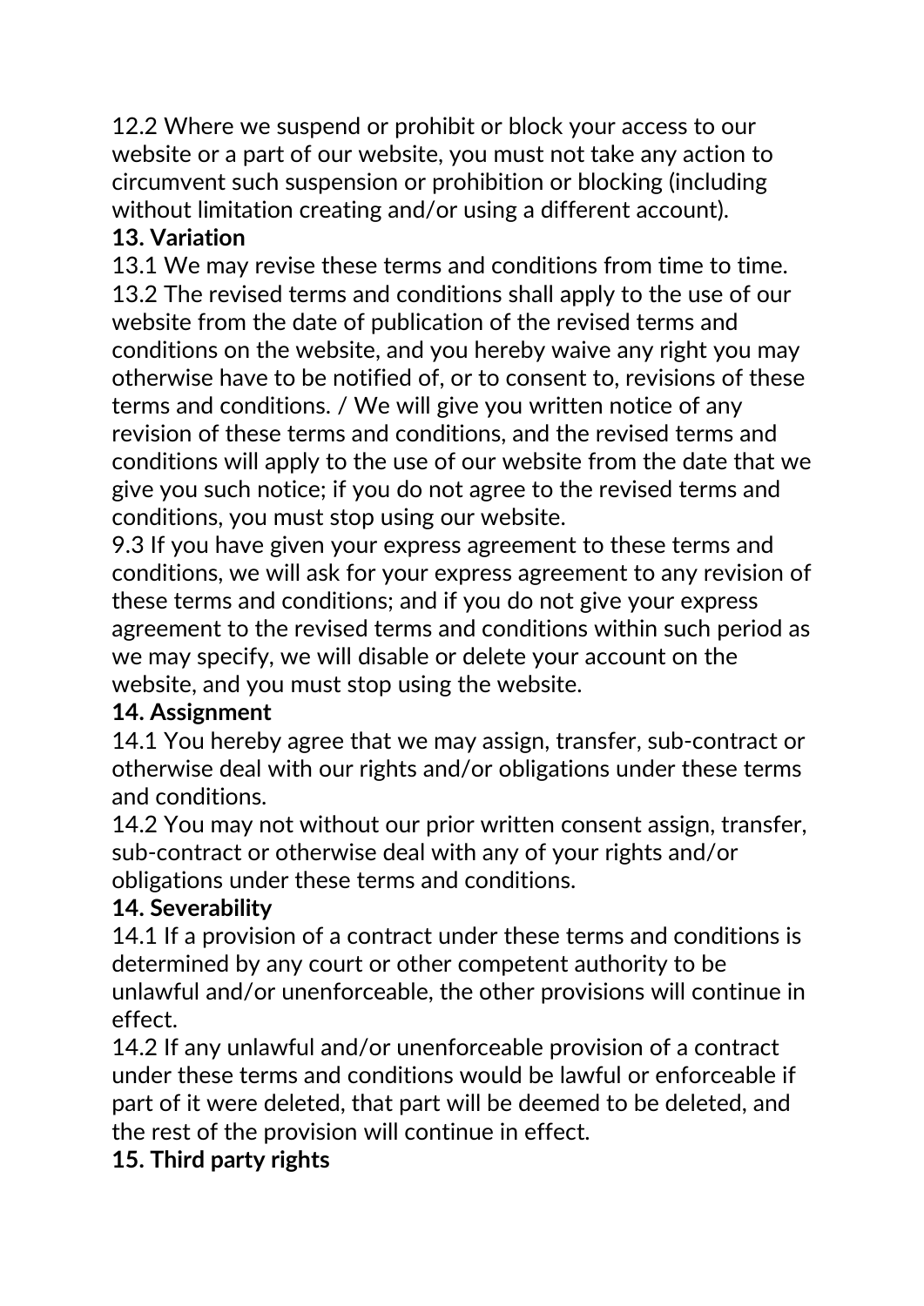12.2 Where we suspend or prohibit or block your access to our website or a part of our website, you must not take any action to circumvent such suspension or prohibition or blocking (including without limitation creating and/or using a different account).

**13. Variation**

13.1 We may revise these terms and conditions from time to time.

13.2 The revised terms and conditions shall apply to the use of our website from the date of publication of the revised terms and conditions on the website, and you hereby waive any right you may otherwise have to be notified of, or to consent to, revisions of these terms and conditions. / We will give you written notice of any revision of these terms and conditions, and the revised terms and conditions will apply to the use of our website from the date that we give you such notice; if you do not agree to the revised terms and conditions, you must stop using our website.

9.3 If you have given your express agreement to these terms and conditions, we will ask for your express agreement to any revision of these terms and conditions; and if you do not give your express agreement to the revised terms and conditions within such period as we may specify, we will disable or delete your account on the website, and you must stop using the website.

**14. Assignment**

14.1 You hereby agree that we may assign, transfer, sub-contract or otherwise deal with our rights and/or obligations under these terms and conditions.

14.2 You may not without our prior written consent assign, transfer, sub-contract or otherwise deal with any of your rights and/or obligations under these terms and conditions.

**14. Severability**

14.1 If a provision of a contract under these terms and conditions is determined by any court or other competent authority to be unlawful and/or unenforceable, the other provisions will continue in effect.

14.2 If any unlawful and/or unenforceable provision of a contract under these terms and conditions would be lawful or enforceable if part of it were deleted, that part will be deemed to be deleted, and the rest of the provision will continue in effect.

**15. Third party rights**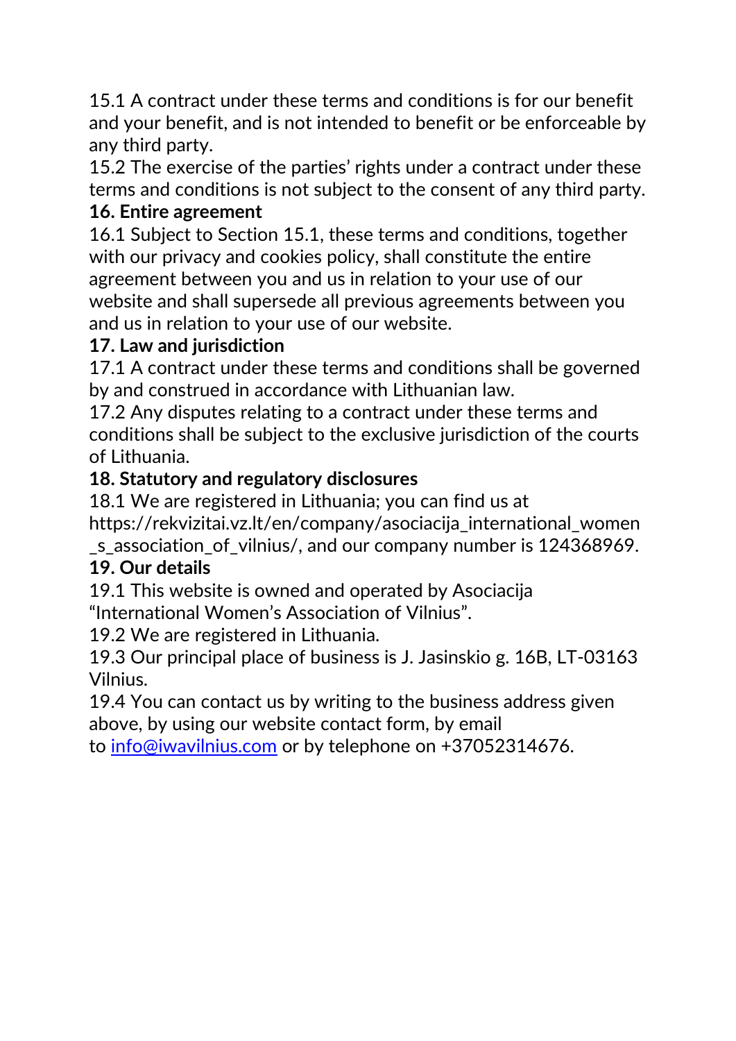15.1 A contract under these terms and conditions is for our benefit and your benefit, and is not intended to benefit or be enforceable by any third party.

15.2 The exercise of the parties' rights under a contract under these terms and conditions is not subject to the consent of any third party.

**16. Entire agreement**

16.1 Subject to Section 15.1, these terms and conditions, together with our privacy and cookies policy, shall constitute the entire agreement between you and us in relation to your use of our website and shall supersede all previous agreements between you and us in relation to your use of our website.

**17. Law and jurisdiction**

17.1 A contract under these terms and conditions shall be governed by and construed in accordance with Lithuanian law.

17.2 Any disputes relating to a contract under these terms and conditions shall be subject to the exclusive jurisdiction of the courts of Lithuania.

**18. Statutory and regulatory disclosures**

18.1 We are registered in Lithuania; you can find us at https://rekvizitai.vz.lt/en/company/asociacija_international_women_s_association_of_vilnius/, and our company number is 124368969.

**19. Our details**

19.1 This website is owned and operated by Asociacija "International Women's Association of Vilnius".

19.2 We are registered in Lithuania.

19.3 Our principal place of business is J. Jasinskio g. 16B, LT-03163 Vilnius.

19.4 You can contact us by writing to the business address given above, by using our website contact form, by email to info@iwavilnius.com or by telephone on +37052314676.